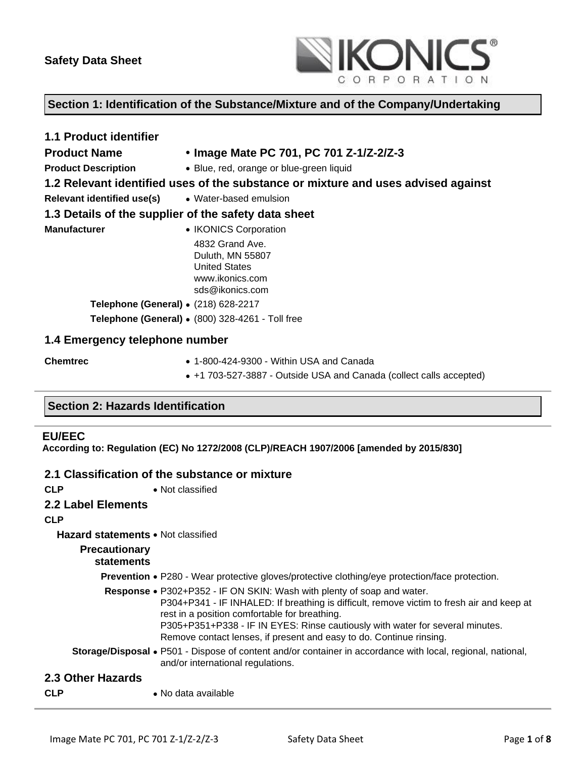**Safety Data Sheet**

IKONICS® CORPORATION

## Section 1: Identification of the Substance/Mixture and of the Company/Undertaking

### 1.1 Product identifier

**Product Name** • **Image Mate PC 701, PC 701 Z-1/Z-2/Z-3**

**Product Description** • Blue, red, orange or blue-green liquid

### 1.2 Relevant identified uses of the substance or mixture and uses advised against

**Relevant identified use(s)** • Water-based emulsion

### 1.3 Details of the supplier of the safety data sheet

**Manufacturer** • IKONICS Corporation
4832 Grand Ave.
Duluth, MN 55807
United States
www.ikonics.com
sds@ikonics.com

**Telephone (General)** • (218) 628-2217

**Telephone (General)** • (800) 328-4261 - Toll free

### 1.4 Emergency telephone number

**Chemtrec**
- 1-800-424-9300 - Within USA and Canada
- +1 703-527-3887 - Outside USA and Canada (collect calls accepted)

## Section 2: Hazards Identification

**EU/EEC**

**According to: Regulation (EC) No 1272/2008 (CLP)/REACH 1907/2006 [amended by 2015/830]**

### 2.1 Classification of the substance or mixture

**CLP** • Not classified

### 2.2 Label Elements

**CLP**

**Hazard statements** • Not classified

**Precautionary statements**

**Prevention** • P280 - Wear protective gloves/protective clothing/eye protection/face protection.

**Response** • P302+P352 - IF ON SKIN: Wash with plenty of soap and water.
P304+P341 - IF INHALED: If breathing is difficult, remove victim to fresh air and keep at rest in a position comfortable for breathing.
P305+P351+P338 - IF IN EYES: Rinse cautiously with water for several minutes. Remove contact lenses, if present and easy to do. Continue rinsing.

**Storage/Disposal** • P501 - Dispose of content and/or container in accordance with local, regional, national, and/or international regulations.

### 2.3 Other Hazards

**CLP** • No data available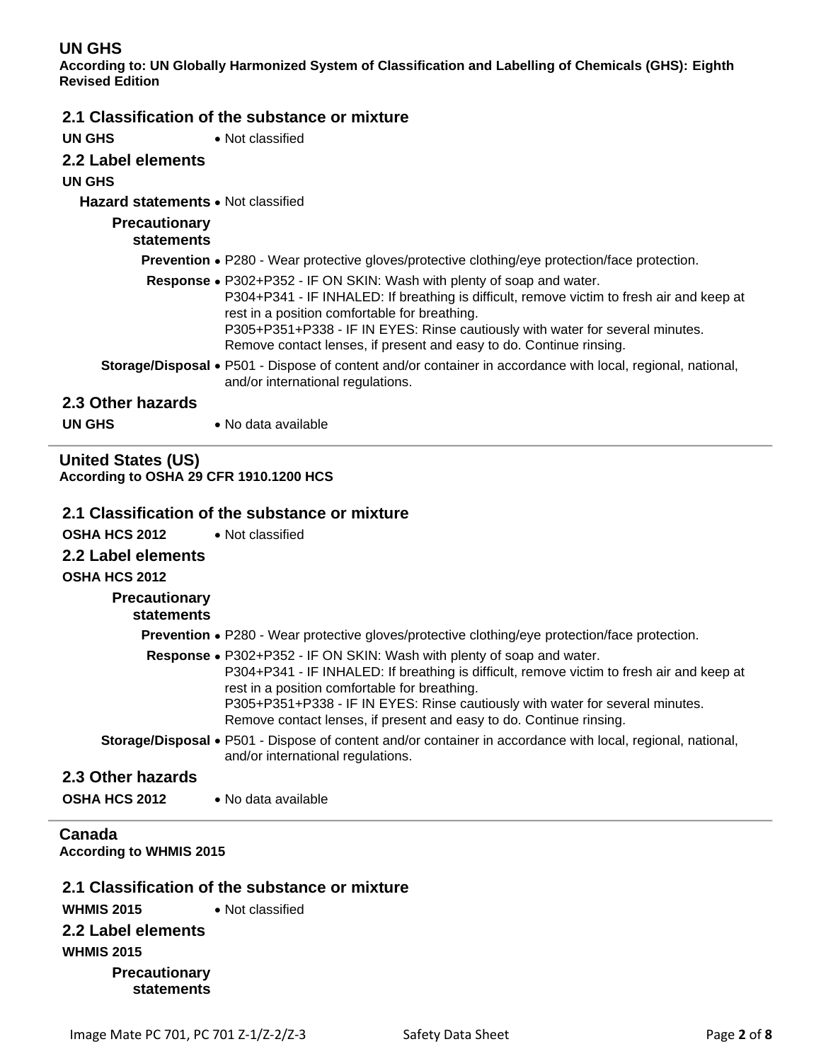## UN GHS

**According to: UN Globally Harmonized System of Classification and Labelling of Chemicals (GHS): Eighth Revised Edition**

### 2.1 Classification of the substance or mixture

**UN GHS**
- Not classified

### 2.2 Label elements

**UN GHS**

**Hazard statements**
- Not classified

**Precautionary statements**

**Prevention**
- P280 - Wear protective gloves/protective clothing/eye protection/face protection.

**Response**
- P302+P352 - IF ON SKIN: Wash with plenty of soap and water.
  P304+P341 - IF INHALED: If breathing is difficult, remove victim to fresh air and keep at rest in a position comfortable for breathing.
  P305+P351+P338 - IF IN EYES: Rinse cautiously with water for several minutes. Remove contact lenses, if present and easy to do. Continue rinsing.

**Storage/Disposal**
- P501 - Dispose of content and/or container in accordance with local, regional, national, and/or international regulations.

### 2.3 Other hazards

**UN GHS**
- No data available

---

## United States (US)

**According to OSHA 29 CFR 1910.1200 HCS**

### 2.1 Classification of the substance or mixture

**OSHA HCS 2012**
- Not classified

### 2.2 Label elements

**OSHA HCS 2012**

**Precautionary statements**

**Prevention**
- P280 - Wear protective gloves/protective clothing/eye protection/face protection.

**Response**
- P302+P352 - IF ON SKIN: Wash with plenty of soap and water.
  P304+P341 - IF INHALED: If breathing is difficult, remove victim to fresh air and keep at rest in a position comfortable for breathing.
  P305+P351+P338 - IF IN EYES: Rinse cautiously with water for several minutes. Remove contact lenses, if present and easy to do. Continue rinsing.

**Storage/Disposal**
- P501 - Dispose of content and/or container in accordance with local, regional, national, and/or international regulations.

### 2.3 Other hazards

**OSHA HCS 2012**
- No data available

---

## Canada

**According to WHMIS 2015**

### 2.1 Classification of the substance or mixture

**WHMIS 2015**
- Not classified

### 2.2 Label elements

**WHMIS 2015**

**Precautionary statements**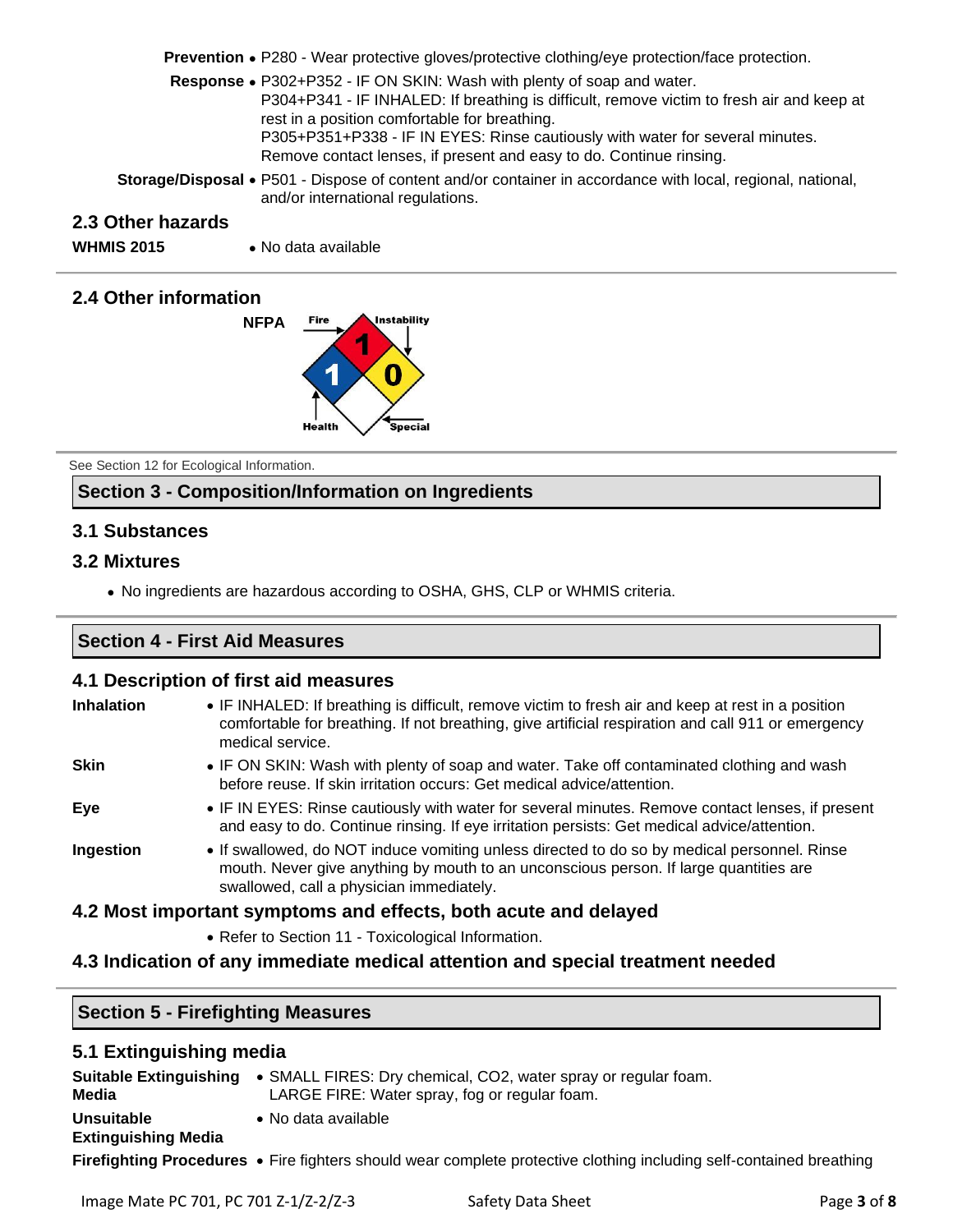**Prevention** • P280 - Wear protective gloves/protective clothing/eye protection/face protection.

**Response** • P302+P352 - IF ON SKIN: Wash with plenty of soap and water.
P304+P341 - IF INHALED: If breathing is difficult, remove victim to fresh air and keep at rest in a position comfortable for breathing.
P305+P351+P338 - IF IN EYES: Rinse cautiously with water for several minutes. Remove contact lenses, if present and easy to do. Continue rinsing.

**Storage/Disposal** • P501 - Dispose of content and/or container in accordance with local, regional, national, and/or international regulations.

### 2.3 Other hazards

**WHMIS 2015** • No data available

### 2.4 Other information

**NFPA**

Fire: 1
Instability: 0
Health: 1
Special:

See Section 12 for Ecological Information.

## Section 3 - Composition/Information on Ingredients

### 3.1 Substances

### 3.2 Mixtures

- No ingredients are hazardous according to OSHA, GHS, CLP or WHMIS criteria.

## Section 4 - First Aid Measures

### 4.1 Description of first aid measures

**Inhalation** • IF INHALED: If breathing is difficult, remove victim to fresh air and keep at rest in a position comfortable for breathing. If not breathing, give artificial respiration and call 911 or emergency medical service.

**Skin** • IF ON SKIN: Wash with plenty of soap and water. Take off contaminated clothing and wash before reuse. If skin irritation occurs: Get medical advice/attention.

**Eye** • IF IN EYES: Rinse cautiously with water for several minutes. Remove contact lenses, if present and easy to do. Continue rinsing. If eye irritation persists: Get medical advice/attention.

**Ingestion** • If swallowed, do NOT induce vomiting unless directed to do so by medical personnel. Rinse mouth. Never give anything by mouth to an unconscious person. If large quantities are swallowed, call a physician immediately.

### 4.2 Most important symptoms and effects, both acute and delayed

- Refer to Section 11 - Toxicological Information.

### 4.3 Indication of any immediate medical attention and special treatment needed

## Section 5 - Firefighting Measures

### 5.1 Extinguishing media

**Suitable Extinguishing Media** • SMALL FIRES: Dry chemical, $CO_2$, water spray or regular foam.
LARGE FIRE: Water spray, fog or regular foam.

**Unsuitable Extinguishing Media** • No data available

**Firefighting Procedures** • Fire fighters should wear complete protective clothing including self-contained breathing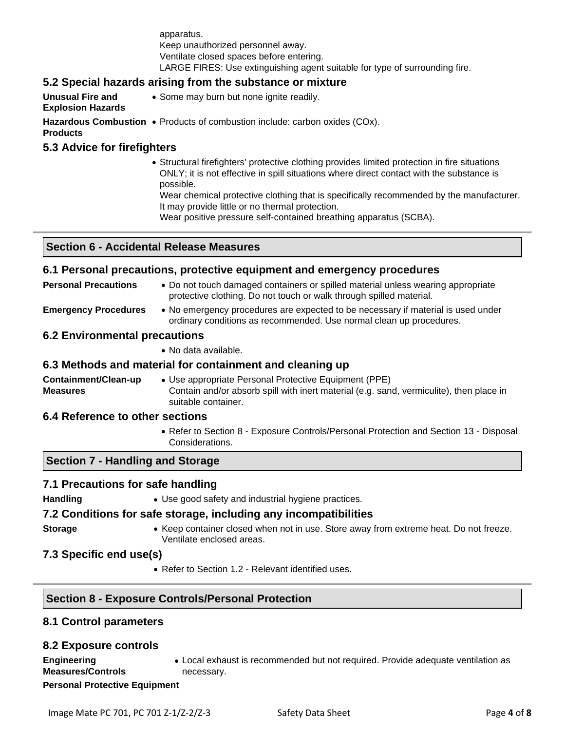apparatus.
Keep unauthorized personnel away.
Ventilate closed spaces before entering.
LARGE FIRES: Use extinguishing agent suitable for type of surrounding fire.

### 5.2 Special hazards arising from the substance or mixture

**Unusual Fire and Explosion Hazards**
- Some may burn but none ignite readily.

**Hazardous Combustion Products**
- Products of combustion include: carbon oxides (COx).

### 5.3 Advice for firefighters

- Structural firefighters' protective clothing provides limited protection in fire situations ONLY; it is not effective in spill situations where direct contact with the substance is possible.
  Wear chemical protective clothing that is specifically recommended by the manufacturer. It may provide little or no thermal protection.
  Wear positive pressure self-contained breathing apparatus (SCBA).

## Section 6 - Accidental Release Measures

### 6.1 Personal precautions, protective equipment and emergency procedures

**Personal Precautions**
- Do not touch damaged containers or spilled material unless wearing appropriate protective clothing. Do not touch or walk through spilled material.

**Emergency Procedures**
- No emergency procedures are expected to be necessary if material is used under ordinary conditions as recommended. Use normal clean up procedures.

### 6.2 Environmental precautions

- No data available.

### 6.3 Methods and material for containment and cleaning up

**Containment/Clean-up Measures**
- Use appropriate Personal Protective Equipment (PPE)
  Contain and/or absorb spill with inert material (e.g. sand, vermiculite), then place in suitable container.

### 6.4 Reference to other sections

- Refer to Section 8 - Exposure Controls/Personal Protection and Section 13 - Disposal Considerations.

## Section 7 - Handling and Storage

### 7.1 Precautions for safe handling

**Handling**
- Use good safety and industrial hygiene practices.

### 7.2 Conditions for safe storage, including any incompatibilities

**Storage**
- Keep container closed when not in use. Store away from extreme heat. Do not freeze. Ventilate enclosed areas.

### 7.3 Specific end use(s)

- Refer to Section 1.2 - Relevant identified uses.

## Section 8 - Exposure Controls/Personal Protection

### 8.1 Control parameters

### 8.2 Exposure controls

**Engineering Measures/Controls**
- Local exhaust is recommended but not required. Provide adequate ventilation as necessary.

**Personal Protective Equipment**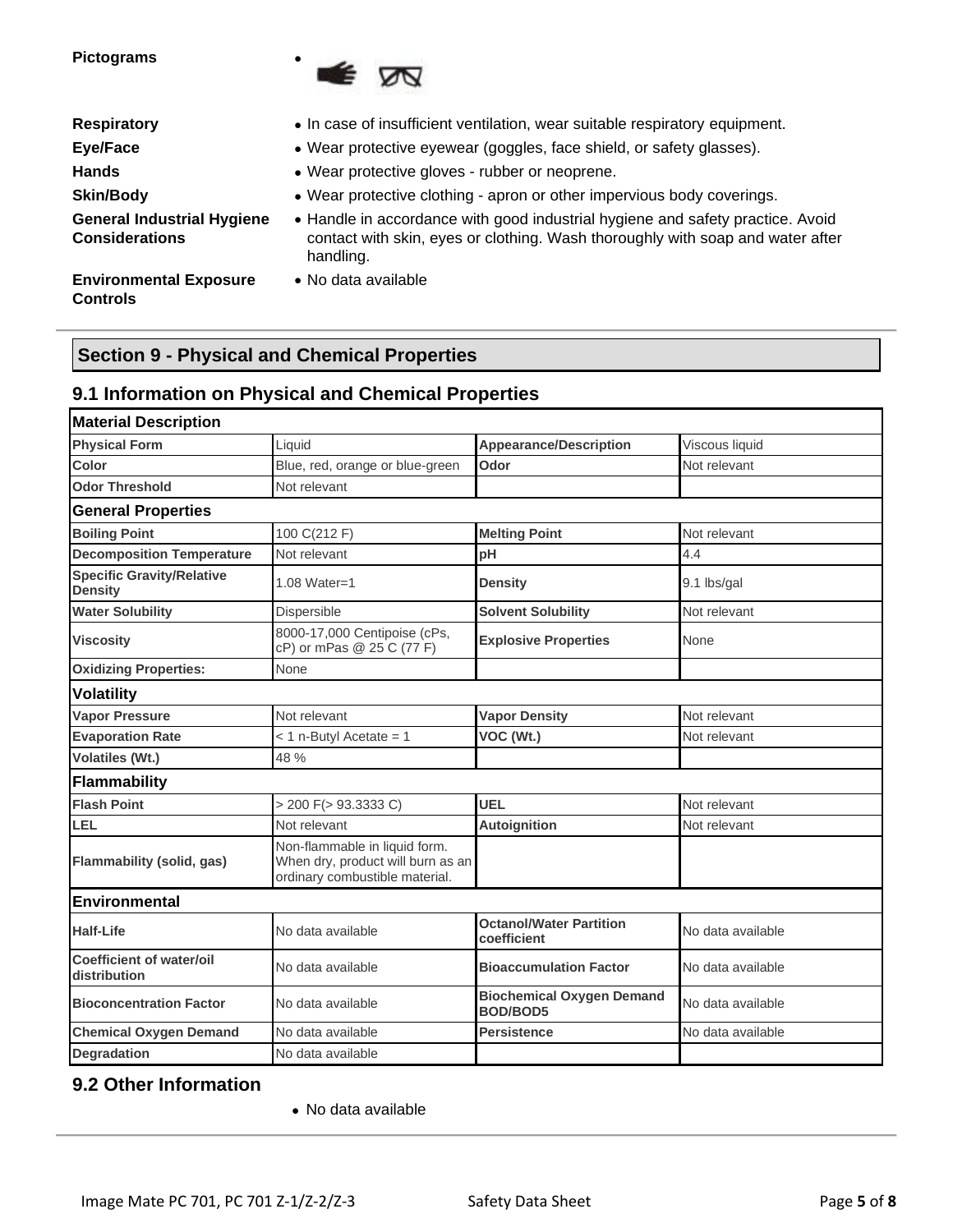**Pictograms** •

**Respiratory** • In case of insufficient ventilation, wear suitable respiratory equipment.

**Eye/Face** • Wear protective eyewear (goggles, face shield, or safety glasses).

**Hands** • Wear protective gloves - rubber or neoprene.

**Skin/Body** • Wear protective clothing - apron or other impervious body coverings.

**General Industrial Hygiene Considerations** • Handle in accordance with good industrial hygiene and safety practice. Avoid contact with skin, eyes or clothing. Wash thoroughly with soap and water after handling.

**Environmental Exposure Controls** • No data available

## Section 9 - Physical and Chemical Properties

### 9.1 Information on Physical and Chemical Properties

| Material Description | | | |
|---|---|---|---|
| **Physical Form** | Liquid | **Appearance/Description** | Viscous liquid |
| **Color** | Blue, red, orange or blue-green | **Odor** | Not relevant |
| **Odor Threshold** | Not relevant | | |
| **General Properties** | | | |
| **Boiling Point** | 100 C(212 F) | **Melting Point** | Not relevant |
| **Decomposition Temperature** | Not relevant | **pH** | 4.4 |
| **Specific Gravity/Relative Density** | 1.08 Water=1 | **Density** | 9.1 lbs/gal |
| **Water Solubility** | Dispersible | **Solvent Solubility** | Not relevant |
| **Viscosity** | 8000-17,000 Centipoise (cPs, cP) or mPas @ 25 C (77 F) | **Explosive Properties** | None |
| **Oxidizing Properties:** | None | | |
| **Volatility** | | | |
| **Vapor Pressure** | Not relevant | **Vapor Density** | Not relevant |
| **Evaporation Rate** | < 1 n-Butyl Acetate = 1 | **VOC (Wt.)** | Not relevant |
| **Volatiles (Wt.)** | 48 % | | |
| **Flammability** | | | |
| **Flash Point** | > 200 F(> 93.3333 C) | **UEL** | Not relevant |
| **LEL** | Not relevant | **Autoignition** | Not relevant |
| **Flammability (solid, gas)** | Non-flammable in liquid form. When dry, product will burn as an ordinary combustible material. | | |
| **Environmental** | | | |
| **Half-Life** | No data available | **Octanol/Water Partition coefficient** | No data available |
| **Coefficient of water/oil distribution** | No data available | **Bioaccumulation Factor** | No data available |
| **Bioconcentration Factor** | No data available | **Biochemical Oxygen Demand BOD/BOD5** | No data available |
| **Chemical Oxygen Demand** | No data available | **Persistence** | No data available |
| **Degradation** | No data available | | |

### 9.2 Other Information

- No data available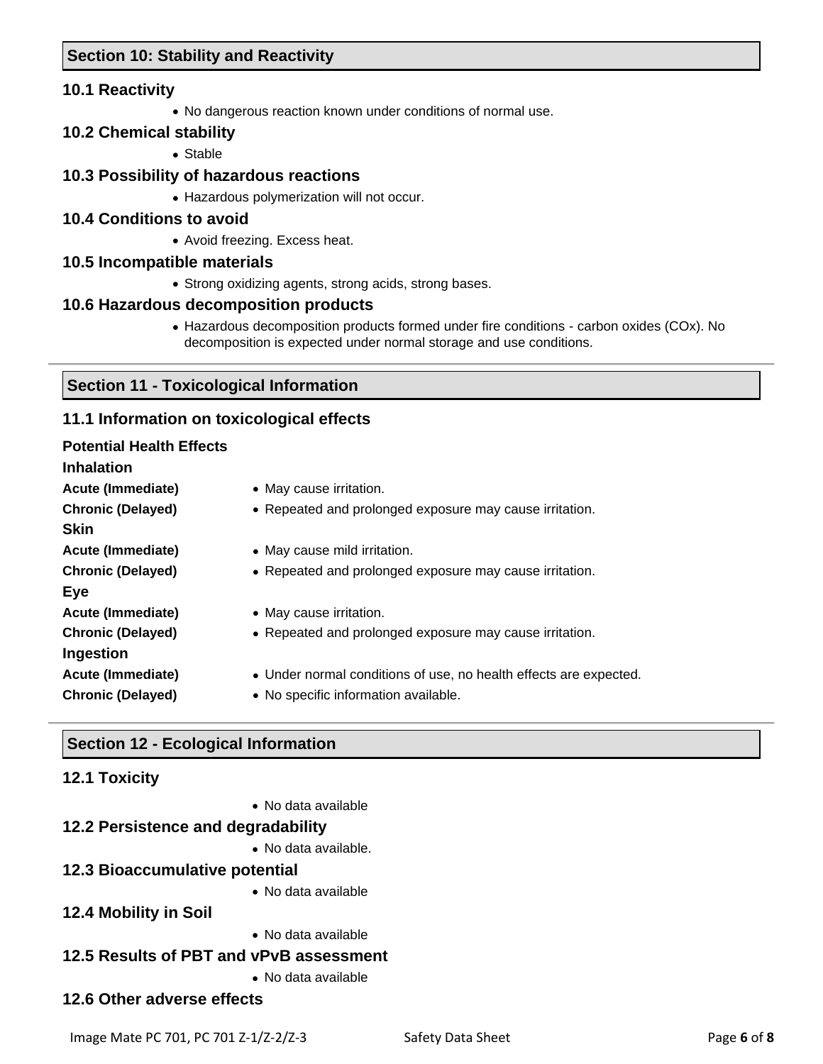## Section 10: Stability and Reactivity

### 10.1 Reactivity

- No dangerous reaction known under conditions of normal use.

### 10.2 Chemical stability

- Stable

### 10.3 Possibility of hazardous reactions

- Hazardous polymerization will not occur.

### 10.4 Conditions to avoid

- Avoid freezing. Excess heat.

### 10.5 Incompatible materials

- Strong oxidizing agents, strong acids, strong bases.

### 10.6 Hazardous decomposition products

- Hazardous decomposition products formed under fire conditions - carbon oxides (COx). No decomposition is expected under normal storage and use conditions.

## Section 11 - Toxicological Information

### 11.1 Information on toxicological effects

**Potential Health Effects**

**Inhalation**

| | |
|---|---|
| **Acute (Immediate)** | • May cause irritation. |
| **Chronic (Delayed)** | • Repeated and prolonged exposure may cause irritation. |

**Skin**

| | |
|---|---|
| **Acute (Immediate)** | • May cause mild irritation. |
| **Chronic (Delayed)** | • Repeated and prolonged exposure may cause irritation. |

**Eye**

| | |
|---|---|
| **Acute (Immediate)** | • May cause irritation. |
| **Chronic (Delayed)** | • Repeated and prolonged exposure may cause irritation. |

**Ingestion**

| | |
|---|---|
| **Acute (Immediate)** | • Under normal conditions of use, no health effects are expected. |
| **Chronic (Delayed)** | • No specific information available. |

## Section 12 - Ecological Information

### 12.1 Toxicity

- No data available

### 12.2 Persistence and degradability

- No data available.

### 12.3 Bioaccumulative potential

- No data available

### 12.4 Mobility in Soil

- No data available

### 12.5 Results of PBT and vPvB assessment

- No data available

### 12.6 Other adverse effects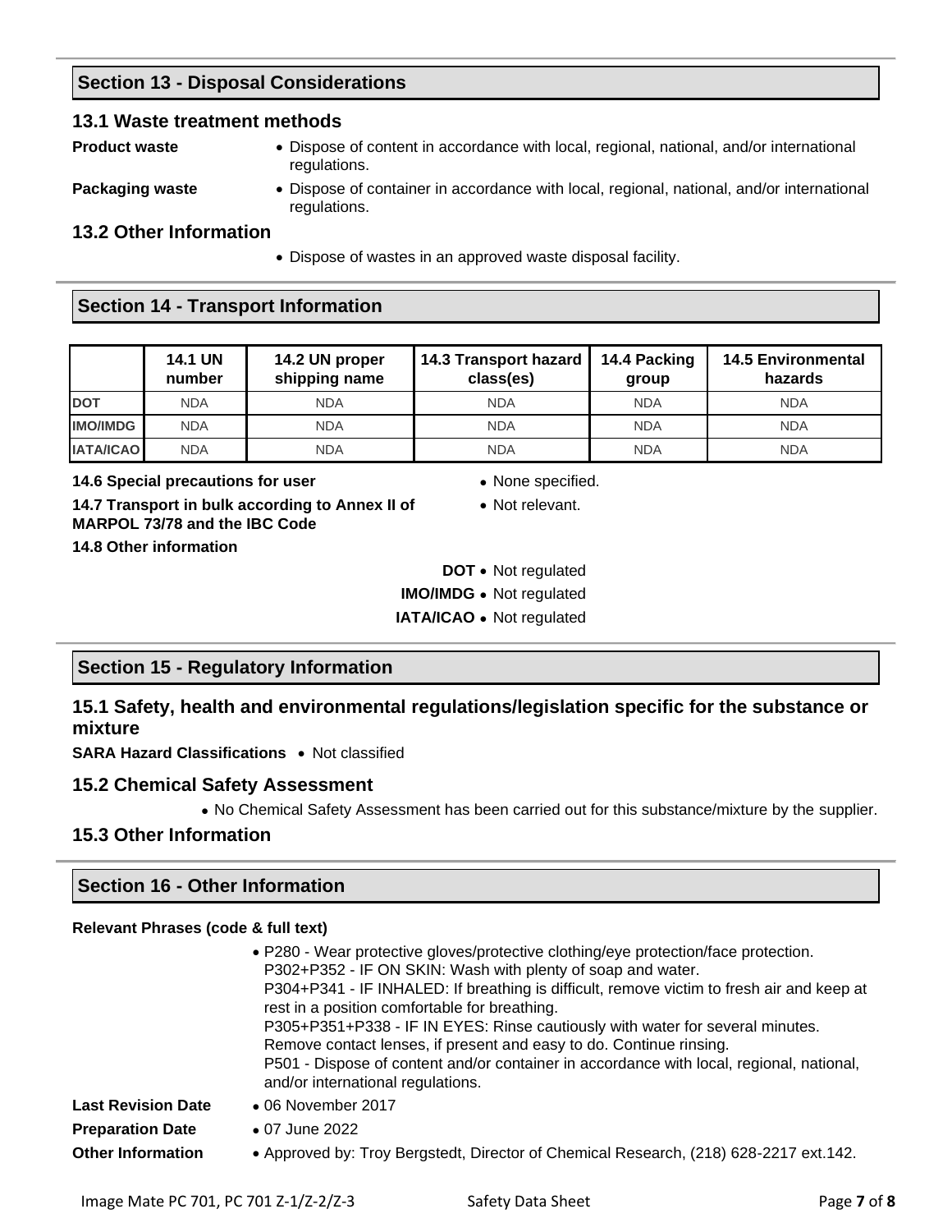## Section 13 - Disposal Considerations

### 13.1 Waste treatment methods

**Product waste**
- Dispose of content in accordance with local, regional, national, and/or international regulations.

**Packaging waste**
- Dispose of container in accordance with local, regional, national, and/or international regulations.

### 13.2 Other Information

- Dispose of wastes in an approved waste disposal facility.

## Section 14 - Transport Information

| | 14.1 UN number | 14.2 UN proper shipping name | 14.3 Transport hazard class(es) | 14.4 Packing group | 14.5 Environmental hazards |
|---|---|---|---|---|---|
| DOT | NDA | NDA | NDA | NDA | NDA |
| IMO/IMDG | NDA | NDA | NDA | NDA | NDA |
| IATA/ICAO | NDA | NDA | NDA | NDA | NDA |

**14.6 Special precautions for user**
- None specified.

**14.7 Transport in bulk according to Annex II of MARPOL 73/78 and the IBC Code**
- Not relevant.

**14.8 Other information**

**DOT**
- Not regulated

**IMO/IMDG**
- Not regulated

**IATA/ICAO**
- Not regulated

## Section 15 - Regulatory Information

### 15.1 Safety, health and environmental regulations/legislation specific for the substance or mixture

**SARA Hazard Classifications**
- Not classified

### 15.2 Chemical Safety Assessment

- No Chemical Safety Assessment has been carried out for this substance/mixture by the supplier.

### 15.3 Other Information

## Section 16 - Other Information

**Relevant Phrases (code & full text)**

- P280 - Wear protective gloves/protective clothing/eye protection/face protection.
  P302+P352 - IF ON SKIN: Wash with plenty of soap and water.
  P304+P341 - IF INHALED: If breathing is difficult, remove victim to fresh air and keep at rest in a position comfortable for breathing.
  P305+P351+P338 - IF IN EYES: Rinse cautiously with water for several minutes. Remove contact lenses, if present and easy to do. Continue rinsing.
  P501 - Dispose of content and/or container in accordance with local, regional, national, and/or international regulations.

**Last Revision Date**
- 06 November 2017

**Preparation Date**
- 07 June 2022

**Other Information**
- Approved by: Troy Bergstedt, Director of Chemical Research, (218) 628-2217 ext.142.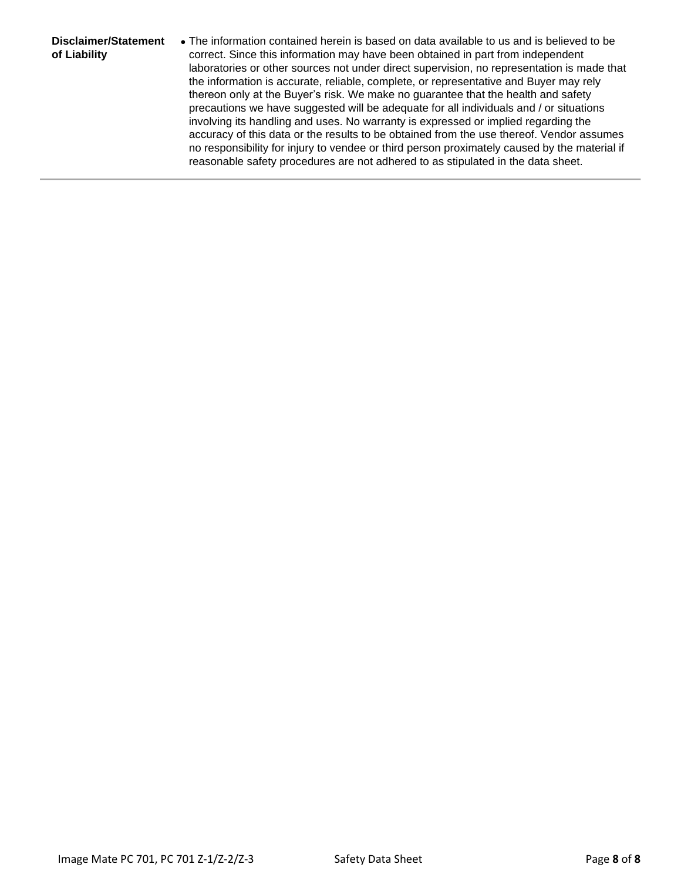| | |
|---|---|
| **Disclaimer/Statement of Liability** | • The information contained herein is based on data available to us and is believed to be correct. Since this information may have been obtained in part from independent laboratories or other sources not under direct supervision, no representation is made that the information is accurate, reliable, complete, or representative and Buyer may rely thereon only at the Buyer's risk. We make no guarantee that the health and safety precautions we have suggested will be adequate for all individuals and / or situations involving its handling and uses. No warranty is expressed or implied regarding the accuracy of this data or the results to be obtained from the use thereof. Vendor assumes no responsibility for injury to vendee or third person proximately caused by the material if reasonable safety procedures are not adhered to as stipulated in the data sheet. |